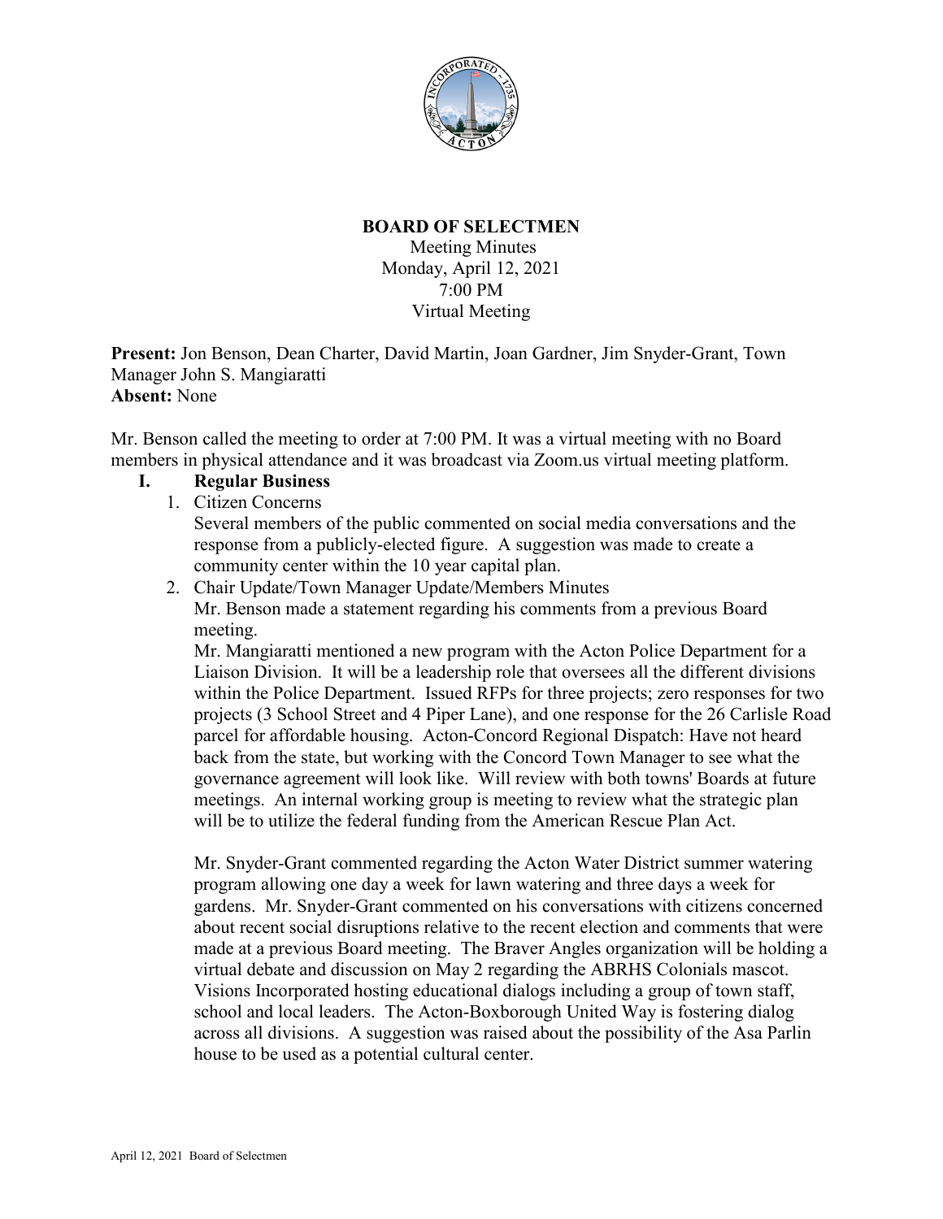**BOARD OF SELECTMEN**

Meeting Minutes
Monday, April 12, 2021
7:00 PM
Virtual Meeting

**Present:** Jon Benson, Dean Charter, David Martin, Joan Gardner, Jim Snyder-Grant, Town Manager John S. Mangiaratti
**Absent:** None

Mr. Benson called the meeting to order at 7:00 PM. It was a virtual meeting with no Board members in physical attendance and it was broadcast via Zoom.us virtual meeting platform.

**I. Regular Business**

1. Citizen Concerns

   Several members of the public commented on social media conversations and the response from a publicly-elected figure. A suggestion was made to create a community center within the 10 year capital plan.

2. Chair Update/Town Manager Update/Members Minutes

   Mr. Benson made a statement regarding his comments from a previous Board meeting.

   Mr. Mangiaratti mentioned a new program with the Acton Police Department for a Liaison Division. It will be a leadership role that oversees all the different divisions within the Police Department. Issued RFPs for three projects; zero responses for two projects (3 School Street and 4 Piper Lane), and one response for the 26 Carlisle Road parcel for affordable housing. Acton-Concord Regional Dispatch: Have not heard back from the state, but working with the Concord Town Manager to see what the governance agreement will look like. Will review with both towns' Boards at future meetings. An internal working group is meeting to review what the strategic plan will be to utilize the federal funding from the American Rescue Plan Act.

   Mr. Snyder-Grant commented regarding the Acton Water District summer watering program allowing one day a week for lawn watering and three days a week for gardens. Mr. Snyder-Grant commented on his conversations with citizens concerned about recent social disruptions relative to the recent election and comments that were made at a previous Board meeting. The Braver Angles organization will be holding a virtual debate and discussion on May 2 regarding the ABRHS Colonials mascot. Visions Incorporated hosting educational dialogs including a group of town staff, school and local leaders. The Acton-Boxborough United Way is fostering dialog across all divisions. A suggestion was raised about the possibility of the Asa Parlin house to be used as a potential cultural center.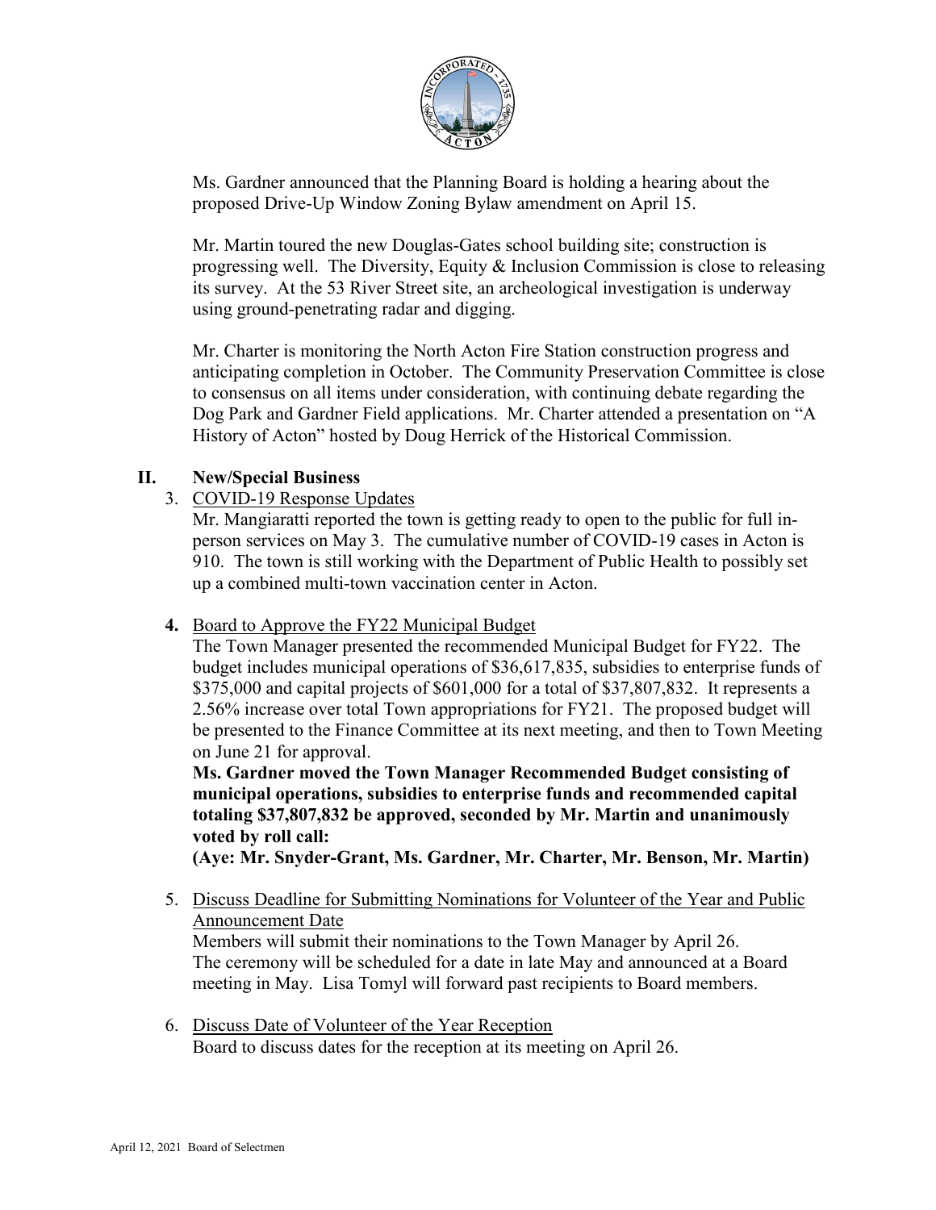Ms. Gardner announced that the Planning Board is holding a hearing about the proposed Drive-Up Window Zoning Bylaw amendment on April 15.

Mr. Martin toured the new Douglas-Gates school building site; construction is progressing well. The Diversity, Equity & Inclusion Commission is close to releasing its survey. At the 53 River Street site, an archeological investigation is underway using ground-penetrating radar and digging.

Mr. Charter is monitoring the North Acton Fire Station construction progress and anticipating completion in October. The Community Preservation Committee is close to consensus on all items under consideration, with continuing debate regarding the Dog Park and Gardner Field applications. Mr. Charter attended a presentation on "A History of Acton" hosted by Doug Herrick of the Historical Commission.

## II. New/Special Business

3. COVID-19 Response Updates

   Mr. Mangiaratti reported the town is getting ready to open to the public for full in-person services on May 3. The cumulative number of COVID-19 cases in Acton is 910. The town is still working with the Department of Public Health to possibly set up a combined multi-town vaccination center in Acton.

4. Board to Approve the FY22 Municipal Budget

   The Town Manager presented the recommended Municipal Budget for FY22. The budget includes municipal operations of $36,617,835, subsidies to enterprise funds of $375,000 and capital projects of $601,000 for a total of $37,807,832. It represents a 2.56% increase over total Town appropriations for FY21. The proposed budget will be presented to the Finance Committee at its next meeting, and then to Town Meeting on June 21 for approval.

   **Ms. Gardner moved the Town Manager Recommended Budget consisting of municipal operations, subsidies to enterprise funds and recommended capital totaling $37,807,832 be approved, seconded by Mr. Martin and unanimously voted by roll call:**

   **(Aye: Mr. Snyder-Grant, Ms. Gardner, Mr. Charter, Mr. Benson, Mr. Martin)**

5. Discuss Deadline for Submitting Nominations for Volunteer of the Year and Public Announcement Date

   Members will submit their nominations to the Town Manager by April 26. The ceremony will be scheduled for a date in late May and announced at a Board meeting in May. Lisa Tomyl will forward past recipients to Board members.

6. Discuss Date of Volunteer of the Year Reception

   Board to discuss dates for the reception at its meeting on April 26.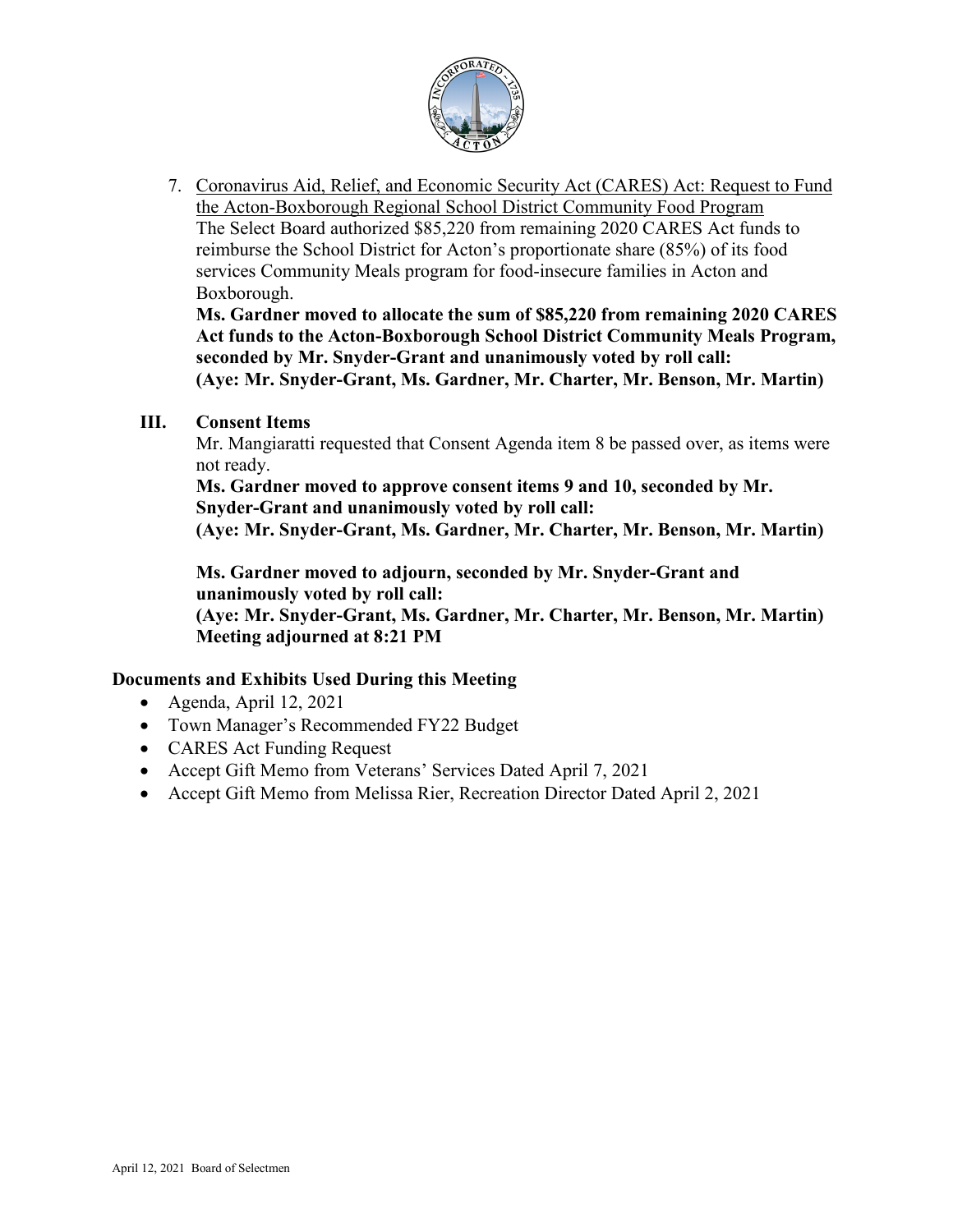7. Coronavirus Aid, Relief, and Economic Security Act (CARES) Act: Request to Fund the Acton-Boxborough Regional School District Community Food Program
The Select Board authorized $85,220 from remaining 2020 CARES Act funds to reimburse the School District for Acton's proportionate share (85%) of its food services Community Meals program for food-insecure families in Acton and Boxborough.
**Ms. Gardner moved to allocate the sum of $85,220 from remaining 2020 CARES Act funds to the Acton-Boxborough School District Community Meals Program, seconded by Mr. Snyder-Grant and unanimously voted by roll call:**
**(Aye: Mr. Snyder-Grant, Ms. Gardner, Mr. Charter, Mr. Benson, Mr. Martin)**

## III. Consent Items

Mr. Mangiaratti requested that Consent Agenda item 8 be passed over, as items were not ready.
**Ms. Gardner moved to approve consent items 9 and 10, seconded by Mr. Snyder-Grant and unanimously voted by roll call:**
**(Aye: Mr. Snyder-Grant, Ms. Gardner, Mr. Charter, Mr. Benson, Mr. Martin)**

**Ms. Gardner moved to adjourn, seconded by Mr. Snyder-Grant and unanimously voted by roll call:**
**(Aye: Mr. Snyder-Grant, Ms. Gardner, Mr. Charter, Mr. Benson, Mr. Martin)**
**Meeting adjourned at 8:21 PM**

## Documents and Exhibits Used During this Meeting

- Agenda, April 12, 2021
- Town Manager's Recommended FY22 Budget
- CARES Act Funding Request
- Accept Gift Memo from Veterans' Services Dated April 7, 2021
- Accept Gift Memo from Melissa Rier, Recreation Director Dated April 2, 2021